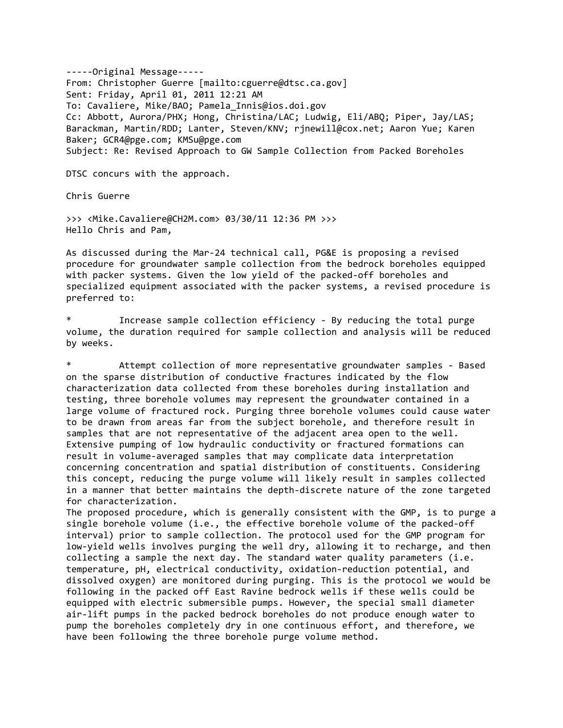-----Original Message-----  
From: Christopher Guerre [mailto:cguerre@dtsc.ca.gov]  
Sent: Friday, April 01, 2011 12:21 AM  
To: Cavaliere, Mike/BAO; Pamela_Innis@ios.doi.gov  
Cc: Abbott, Aurora/PHX; Hong, Christina/LAC; Ludwig, Eli/ABQ; Piper, Jay/LAS; Barackman, Martin/RDD; Lanter, Steven/KNV; rjnewill@cox.net; Aaron Yue; Karen Baker; GCR4@pge.com; KMSu@pge.com  
Subject: Re: Revised Approach to GW Sample Collection from Packed Boreholes

DTSC concurs with the approach.

Chris Guerre

>>> <Mike.Cavaliere@CH2M.com> 03/30/11 12:36 PM >>>  
Hello Chris and Pam,

As discussed during the Mar-24 technical call, PG&E is proposing a revised procedure for groundwater sample collection from the bedrock boreholes equipped with packer systems. Given the low yield of the packed-off boreholes and specialized equipment associated with the packer systems, a revised procedure is preferred to:

* Increase sample collection efficiency - By reducing the total purge volume, the duration required for sample collection and analysis will be reduced by weeks.

* Attempt collection of more representative groundwater samples - Based on the sparse distribution of conductive fractures indicated by the flow characterization data collected from these boreholes during installation and testing, three borehole volumes may represent the groundwater contained in a large volume of fractured rock. Purging three borehole volumes could cause water to be drawn from areas far from the subject borehole, and therefore result in samples that are not representative of the adjacent area open to the well. Extensive pumping of low hydraulic conductivity or fractured formations can result in volume-averaged samples that may complicate data interpretation concerning concentration and spatial distribution of constituents. Considering this concept, reducing the purge volume will likely result in samples collected in a manner that better maintains the depth-discrete nature of the zone targeted for characterization.

The proposed procedure, which is generally consistent with the GMP, is to purge a single borehole volume (i.e., the effective borehole volume of the packed-off interval) prior to sample collection. The protocol used for the GMP program for low-yield wells involves purging the well dry, allowing it to recharge, and then collecting a sample the next day. The standard water quality parameters (i.e. temperature, pH, electrical conductivity, oxidation-reduction potential, and dissolved oxygen) are monitored during purging. This is the protocol we would be following in the packed off East Ravine bedrock wells if these wells could be equipped with electric submersible pumps. However, the special small diameter air-lift pumps in the packed bedrock boreholes do not produce enough water to pump the boreholes completely dry in one continuous effort, and therefore, we have been following the three borehole purge volume method.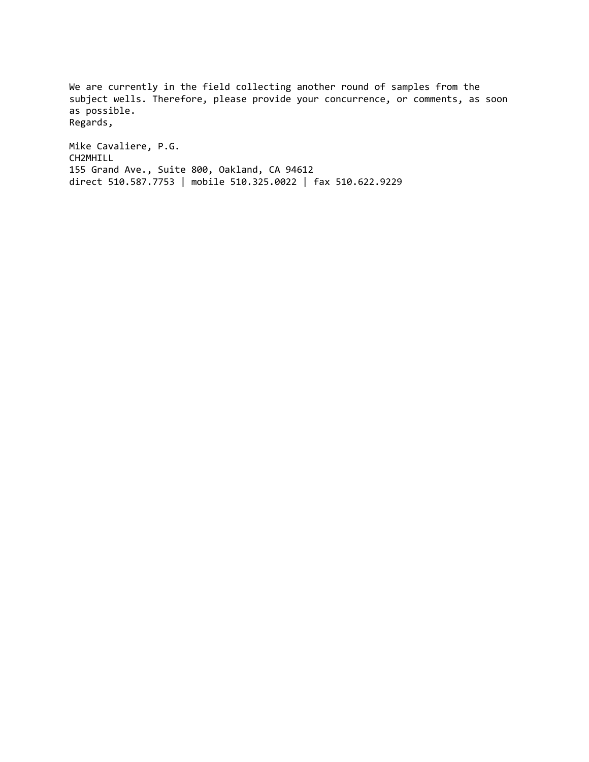We are currently in the field collecting another round of samples from the subject wells. Therefore, please provide your concurrence, or comments, as soon as possible.
Regards,

Mike Cavaliere, P.G.
CH2MHILL
155 Grand Ave., Suite 800, Oakland, CA 94612
direct 510.587.7753 | mobile 510.325.0022 | fax 510.622.9229